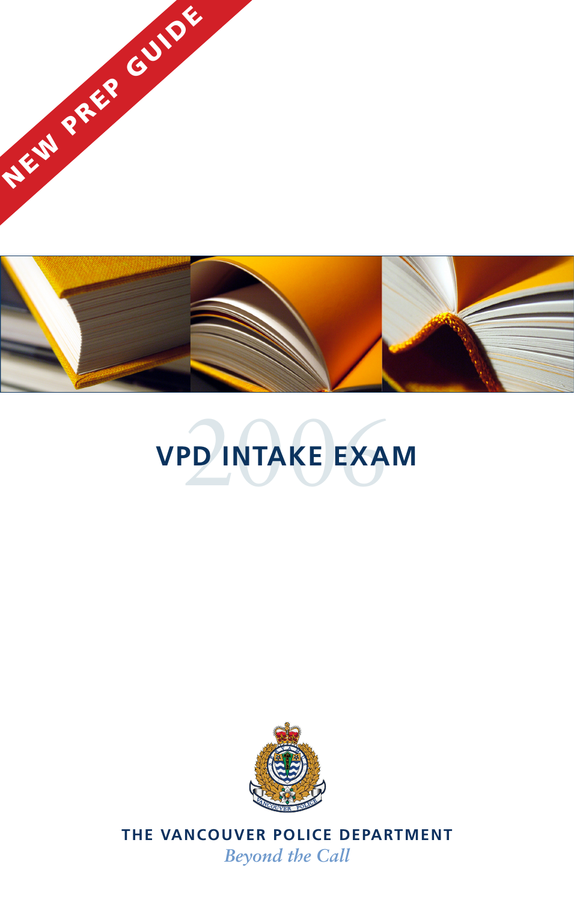NEW PREP GUIDE

# VPD INTAKE EXAM 2006

**THE VANCOUVER POLICE DEPARTMENT**

*Beyond the Call*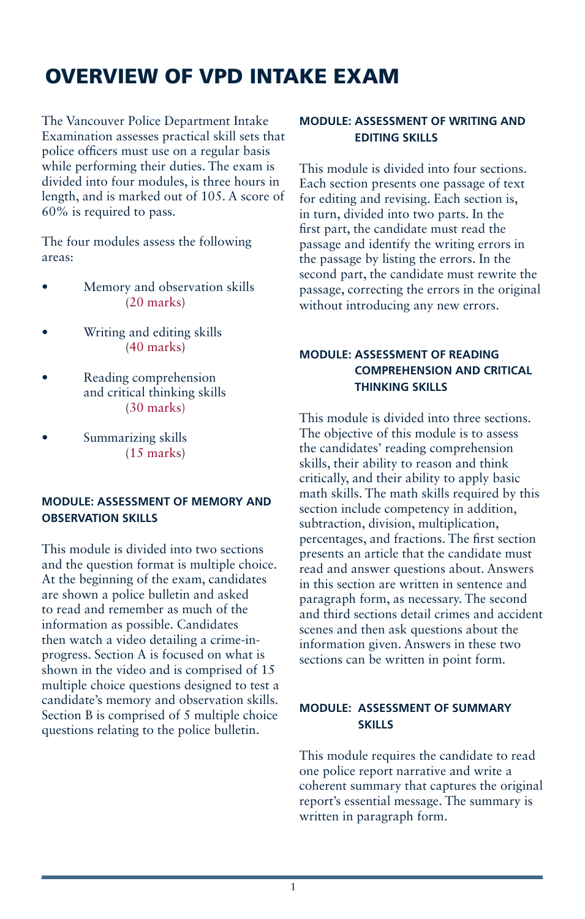# OVERVIEW OF VPD INTAKE EXAM

The Vancouver Police Department Intake Examination assesses practical skill sets that police officers must use on a regular basis while performing their duties. The exam is divided into four modules, is three hours in length, and is marked out of 105. A score of 60% is required to pass.

The four modules assess the following areas:

- Memory and observation skills (20 marks)
- Writing and editing skills (40 marks)
- Reading comprehension and critical thinking skills (30 marks)
- Summarizing skills (15 marks)

### MODULE: ASSESSMENT OF MEMORY AND OBSERVATION SKILLS

This module is divided into two sections and the question format is multiple choice. At the beginning of the exam, candidates are shown a police bulletin and asked to read and remember as much of the information as possible. Candidates then watch a video detailing a crime-in-progress. Section A is focused on what is shown in the video and is comprised of 15 multiple choice questions designed to test a candidate's memory and observation skills. Section B is comprised of 5 multiple choice questions relating to the police bulletin.

### MODULE: ASSESSMENT OF WRITING AND EDITING SKILLS

This module is divided into four sections. Each section presents one passage of text for editing and revising. Each section is, in turn, divided into two parts. In the first part, the candidate must read the passage and identify the writing errors in the passage by listing the errors. In the second part, the candidate must rewrite the passage, correcting the errors in the original without introducing any new errors.

### MODULE: ASSESSMENT OF READING COMPREHENSION AND CRITICAL THINKING SKILLS

This module is divided into three sections. The objective of this module is to assess the candidates' reading comprehension skills, their ability to reason and think critically, and their ability to apply basic math skills. The math skills required by this section include competency in addition, subtraction, division, multiplication, percentages, and fractions. The first section presents an article that the candidate must read and answer questions about. Answers in this section are written in sentence and paragraph form, as necessary. The second and third sections detail crimes and accident scenes and then ask questions about the information given. Answers in these two sections can be written in point form.

### MODULE: ASSESSMENT OF SUMMARY SKILLS

This module requires the candidate to read one police report narrative and write a coherent summary that captures the original report's essential message. The summary is written in paragraph form.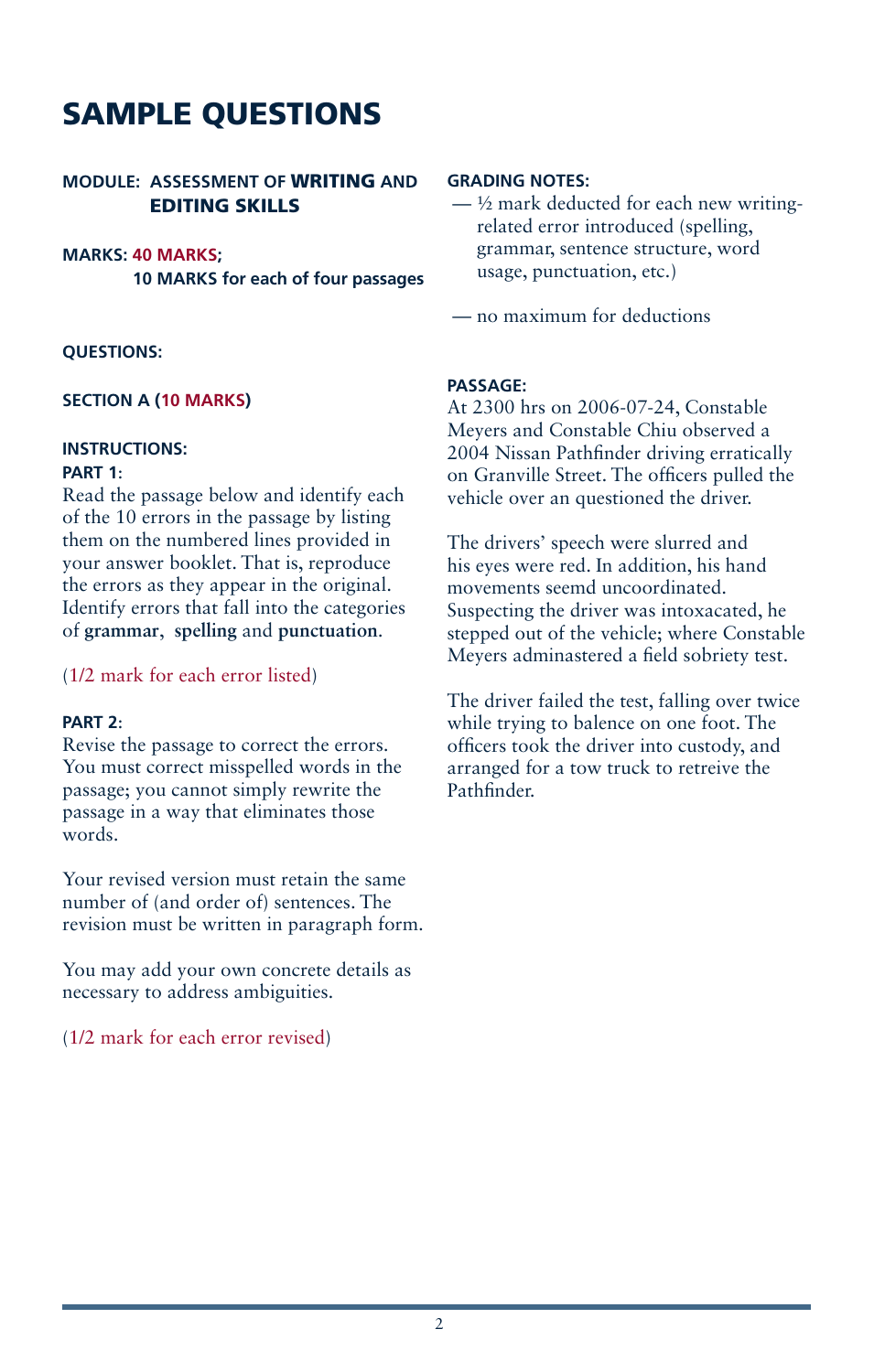# SAMPLE QUESTIONS

**MODULE: ASSESSMENT OF WRITING AND EDITING SKILLS**

**MARKS: 40 MARKS;**
**10 MARKS for each of four passages**

**QUESTIONS:**

**SECTION A (10 MARKS)**

**INSTRUCTIONS:**

**PART 1:**
Read the passage below and identify each of the 10 errors in the passage by listing them on the numbered lines provided in your answer booklet. That is, reproduce the errors as they appear in the original. Identify errors that fall into the categories of **grammar**, **spelling** and **punctuation**.

(1/2 mark for each error listed)

**PART 2:**
Revise the passage to correct the errors. You must correct misspelled words in the passage; you cannot simply rewrite the passage in a way that eliminates those words.

Your revised version must retain the same number of (and order of) sentences. The revision must be written in paragraph form.

You may add your own concrete details as necessary to address ambiguities.

(1/2 mark for each error revised)

**GRADING NOTES:**

— ½ mark deducted for each new writing-related error introduced (spelling, grammar, sentence structure, word usage, punctuation, etc.)

— no maximum for deductions

**PASSAGE:**
At 2300 hrs on 2006-07-24, Constable Meyers and Constable Chiu observed a 2004 Nissan Pathfinder driving erratically on Granville Street. The officers pulled the vehicle over an questioned the driver.

The drivers' speech were slurred and his eyes were red. In addition, his hand movements seemd uncoordinated. Suspecting the driver was intoxacated, he stepped out of the vehicle; where Constable Meyers adminastered a field sobriety test.

The driver failed the test, falling over twice while trying to balence on one foot. The officers took the driver into custody, and arranged for a tow truck to retreive the Pathfinder.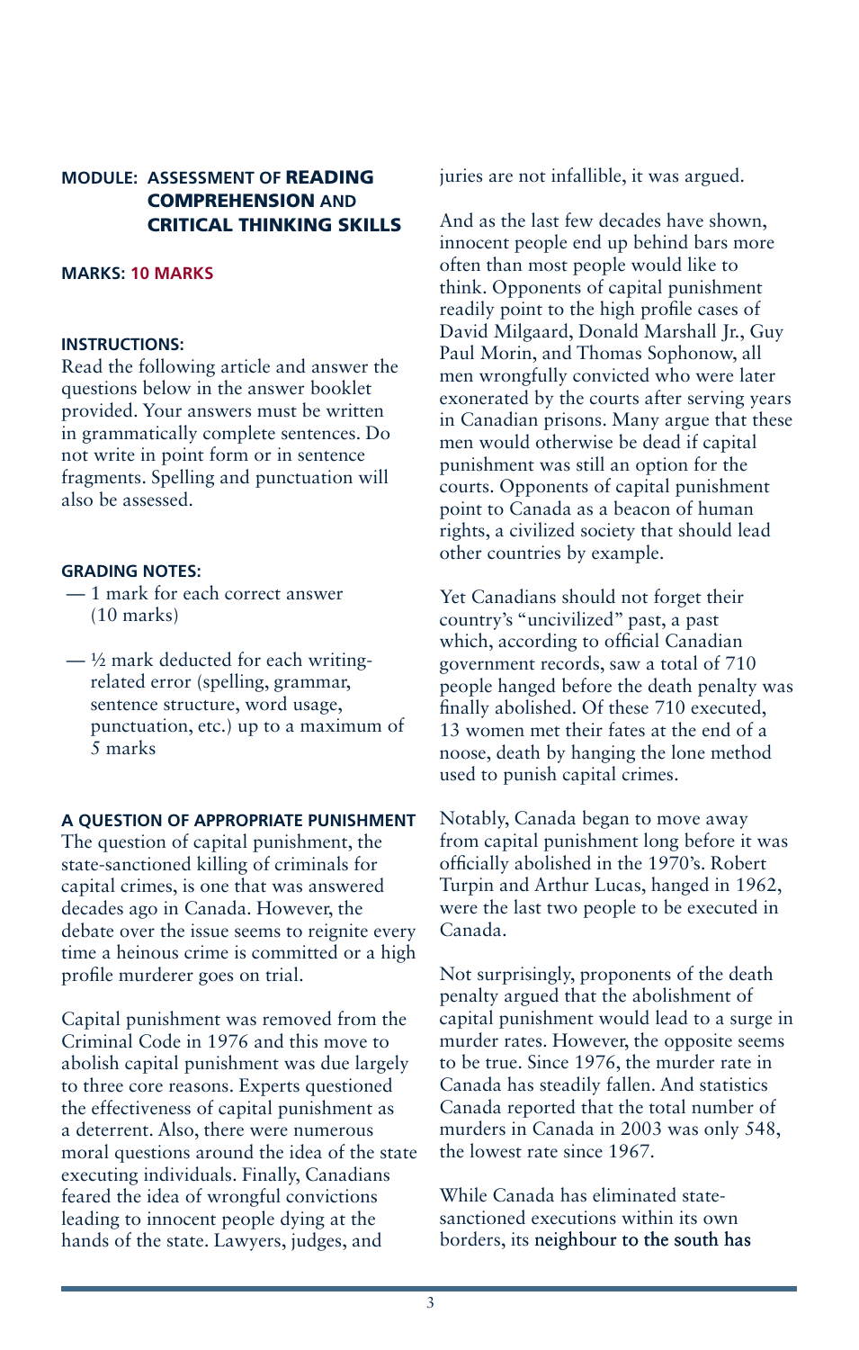**MODULE: ASSESSMENT OF READING COMPREHENSION AND CRITICAL THINKING SKILLS**

**MARKS: 10 MARKS**

**INSTRUCTIONS:**
Read the following article and answer the questions below in the answer booklet provided. Your answers must be written in grammatically complete sentences. Do not write in point form or in sentence fragments. Spelling and punctuation will also be assessed.

**GRADING NOTES:**

- 1 mark for each correct answer (10 marks)
- ½ mark deducted for each writing-related error (spelling, grammar, sentence structure, word usage, punctuation, etc.) up to a maximum of 5 marks

**A QUESTION OF APPROPRIATE PUNISHMENT**

The question of capital punishment, the state-sanctioned killing of criminals for capital crimes, is one that was answered decades ago in Canada. However, the debate over the issue seems to reignite every time a heinous crime is committed or a high profile murderer goes on trial.

Capital punishment was removed from the Criminal Code in 1976 and this move to abolish capital punishment was due largely to three core reasons. Experts questioned the effectiveness of capital punishment as a deterrent. Also, there were numerous moral questions around the idea of the state executing individuals. Finally, Canadians feared the idea of wrongful convictions leading to innocent people dying at the hands of the state. Lawyers, judges, and juries are not infallible, it was argued.

And as the last few decades have shown, innocent people end up behind bars more often than most people would like to think. Opponents of capital punishment readily point to the high profile cases of David Milgaard, Donald Marshall Jr., Guy Paul Morin, and Thomas Sophonow, all men wrongfully convicted who were later exonerated by the courts after serving years in Canadian prisons. Many argue that these men would otherwise be dead if capital punishment was still an option for the courts. Opponents of capital punishment point to Canada as a beacon of human rights, a civilized society that should lead other countries by example.

Yet Canadians should not forget their country's "uncivilized" past, a past which, according to official Canadian government records, saw a total of 710 people hanged before the death penalty was finally abolished. Of these 710 executed, 13 women met their fates at the end of a noose, death by hanging the lone method used to punish capital crimes.

Notably, Canada began to move away from capital punishment long before it was officially abolished in the 1970's. Robert Turpin and Arthur Lucas, hanged in 1962, were the last two people to be executed in Canada.

Not surprisingly, proponents of the death penalty argued that the abolishment of capital punishment would lead to a surge in murder rates. However, the opposite seems to be true. Since 1976, the murder rate in Canada has steadily fallen. And statistics Canada reported that the total number of murders in Canada in 2003 was only 548, the lowest rate since 1967.

While Canada has eliminated state-sanctioned executions within its own borders, its neighbour to the south has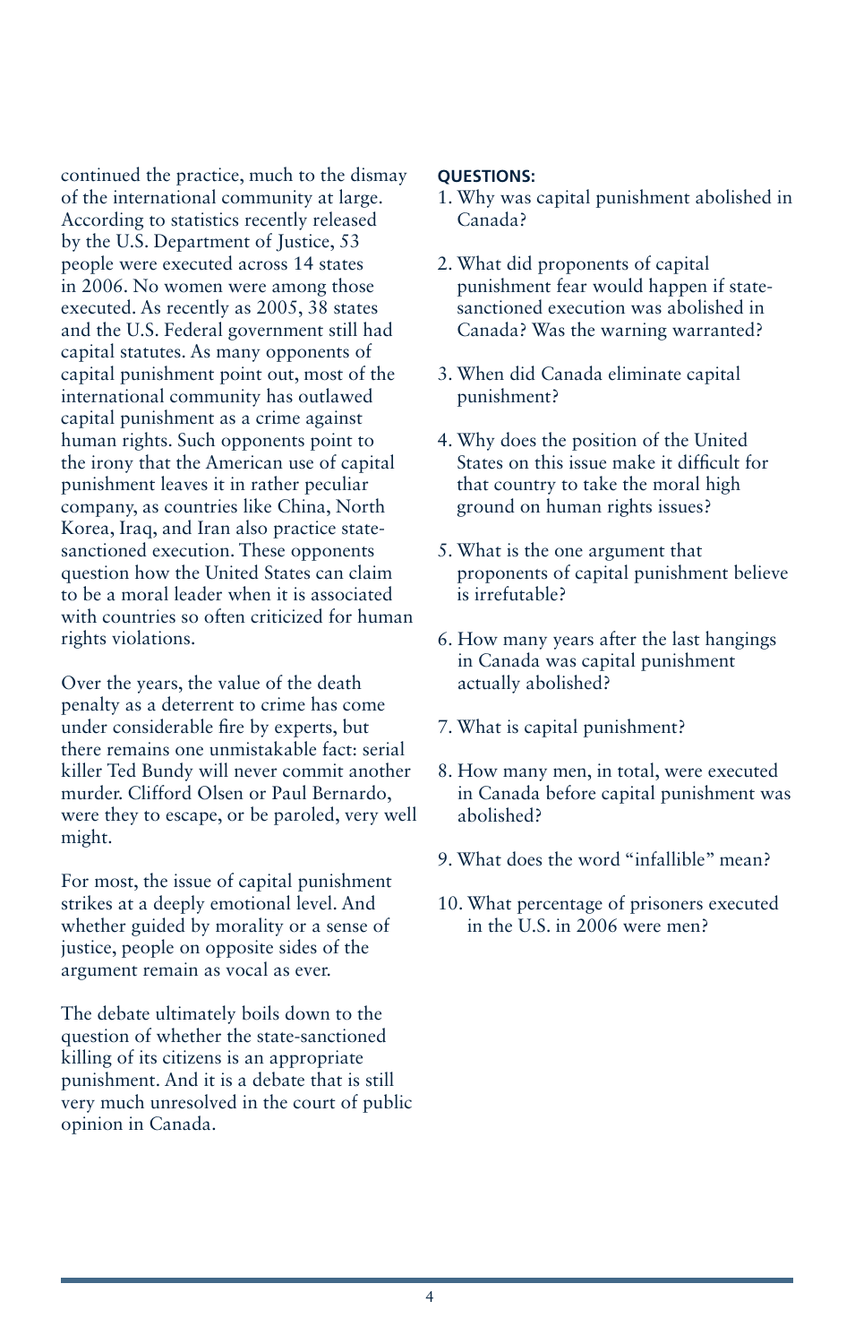continued the practice, much to the dismay of the international community at large. According to statistics recently released by the U.S. Department of Justice, 53 people were executed across 14 states in 2006. No women were among those executed. As recently as 2005, 38 states and the U.S. Federal government still had capital statutes. As many opponents of capital punishment point out, most of the international community has outlawed capital punishment as a crime against human rights. Such opponents point to the irony that the American use of capital punishment leaves it in rather peculiar company, as countries like China, North Korea, Iraq, and Iran also practice state-sanctioned execution. These opponents question how the United States can claim to be a moral leader when it is associated with countries so often criticized for human rights violations.

Over the years, the value of the death penalty as a deterrent to crime has come under considerable fire by experts, but there remains one unmistakable fact: serial killer Ted Bundy will never commit another murder. Clifford Olsen or Paul Bernardo, were they to escape, or be paroled, very well might.

For most, the issue of capital punishment strikes at a deeply emotional level. And whether guided by morality or a sense of justice, people on opposite sides of the argument remain as vocal as ever.

The debate ultimately boils down to the question of whether the state-sanctioned killing of its citizens is an appropriate punishment. And it is a debate that is still very much unresolved in the court of public opinion in Canada.

**QUESTIONS:**

1. Why was capital punishment abolished in Canada?
2. What did proponents of capital punishment fear would happen if state-sanctioned execution was abolished in Canada? Was the warning warranted?
3. When did Canada eliminate capital punishment?
4. Why does the position of the United States on this issue make it difficult for that country to take the moral high ground on human rights issues?
5. What is the one argument that proponents of capital punishment believe is irrefutable?
6. How many years after the last hangings in Canada was capital punishment actually abolished?
7. What is capital punishment?
8. How many men, in total, were executed in Canada before capital punishment was abolished?
9. What does the word "infallible" mean?
10. What percentage of prisoners executed in the U.S. in 2006 were men?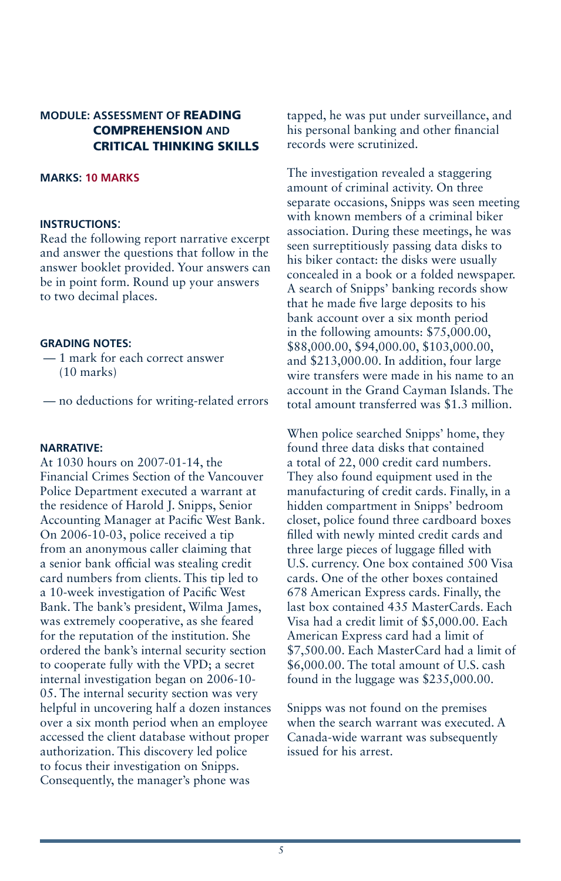**MODULE: ASSESSMENT OF READING COMPREHENSION AND CRITICAL THINKING SKILLS**

**MARKS: 10 MARKS**

**INSTRUCTIONS:**
Read the following report narrative excerpt and answer the questions that follow in the answer booklet provided. Your answers can be in point form. Round up your answers to two decimal places.

**GRADING NOTES:**

— 1 mark for each correct answer (10 marks)

— no deductions for writing-related errors

**NARRATIVE:**
At 1030 hours on 2007-01-14, the Financial Crimes Section of the Vancouver Police Department executed a warrant at the residence of Harold J. Snipps, Senior Accounting Manager at Pacific West Bank. On 2006-10-03, police received a tip from an anonymous caller claiming that a senior bank official was stealing credit card numbers from clients. This tip led to a 10-week investigation of Pacific West Bank. The bank's president, Wilma James, was extremely cooperative, as she feared for the reputation of the institution. She ordered the bank's internal security section to cooperate fully with the VPD; a secret internal investigation began on 2006-10-05. The internal security section was very helpful in uncovering half a dozen instances over a six month period when an employee accessed the client database without proper authorization. This discovery led police to focus their investigation on Snipps. Consequently, the manager's phone was tapped, he was put under surveillance, and his personal banking and other financial records were scrutinized.

The investigation revealed a staggering amount of criminal activity. On three separate occasions, Snipps was seen meeting with known members of a criminal biker association. During these meetings, he was seen surreptitiously passing data disks to his biker contact: the disks were usually concealed in a book or a folded newspaper. A search of Snipps' banking records show that he made five large deposits to his bank account over a six month period in the following amounts: $75,000.00, $88,000.00, $94,000.00, $103,000.00, and $213,000.00. In addition, four large wire transfers were made in his name to an account in the Grand Cayman Islands. The total amount transferred was $1.3 million.

When police searched Snipps' home, they found three data disks that contained a total of 22, 000 credit card numbers. They also found equipment used in the manufacturing of credit cards. Finally, in a hidden compartment in Snipps' bedroom closet, police found three cardboard boxes filled with newly minted credit cards and three large pieces of luggage filled with U.S. currency. One box contained 500 Visa cards. One of the other boxes contained 678 American Express cards. Finally, the last box contained 435 MasterCards. Each Visa had a credit limit of $5,000.00. Each American Express card had a limit of $7,500.00. Each MasterCard had a limit of $6,000.00. The total amount of U.S. cash found in the luggage was $235,000.00.

Snipps was not found on the premises when the search warrant was executed. A Canada-wide warrant was subsequently issued for his arrest.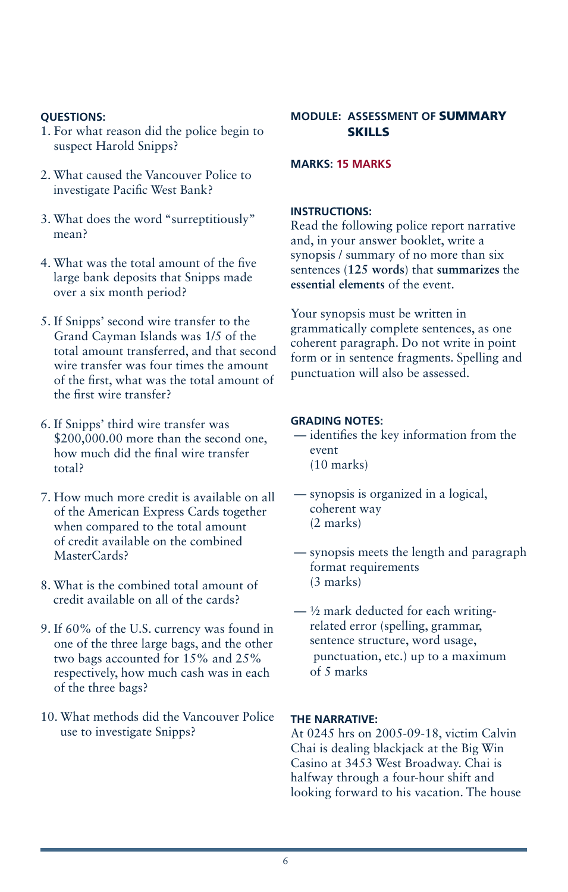**QUESTIONS:**

1. For what reason did the police begin to suspect Harold Snipps?
2. What caused the Vancouver Police to investigate Pacific West Bank?
3. What does the word "surreptitiously" mean?
4. What was the total amount of the five large bank deposits that Snipps made over a six month period?
5. If Snipps' second wire transfer to the Grand Cayman Islands was 1/5 of the total amount transferred, and that second wire transfer was four times the amount of the first, what was the total amount of the first wire transfer?
6. If Snipps' third wire transfer was $200,000.00 more than the second one, how much did the final wire transfer total?
7. How much more credit is available on all of the American Express Cards together when compared to the total amount of credit available on the combined MasterCards?
8. What is the combined total amount of credit available on all of the cards?
9. If 60% of the U.S. currency was found in one of the three large bags, and the other two bags accounted for 15% and 25% respectively, how much cash was in each of the three bags?
10. What methods did the Vancouver Police use to investigate Snipps?

## MODULE: ASSESSMENT OF SUMMARY SKILLS

**MARKS: 15 MARKS**

**INSTRUCTIONS:**

Read the following police report narrative and, in your answer booklet, write a synopsis / summary of no more than six sentences (**125 words**) that **summarizes** the **essential elements** of the event.

Your synopsis must be written in grammatically complete sentences, as one coherent paragraph. Do not write in point form or in sentence fragments. Spelling and punctuation will also be assessed.

**GRADING NOTES:**

- identifies the key information from the event (10 marks)
- synopsis is organized in a logical, coherent way (2 marks)
- synopsis meets the length and paragraph format requirements (3 marks)
- ½ mark deducted for each writing-related error (spelling, grammar, sentence structure, word usage, punctuation, etc.) up to a maximum of 5 marks

**THE NARRATIVE:**

At 0245 hrs on 2005-09-18, victim Calvin Chai is dealing blackjack at the Big Win Casino at 3453 West Broadway. Chai is halfway through a four-hour shift and looking forward to his vacation. The house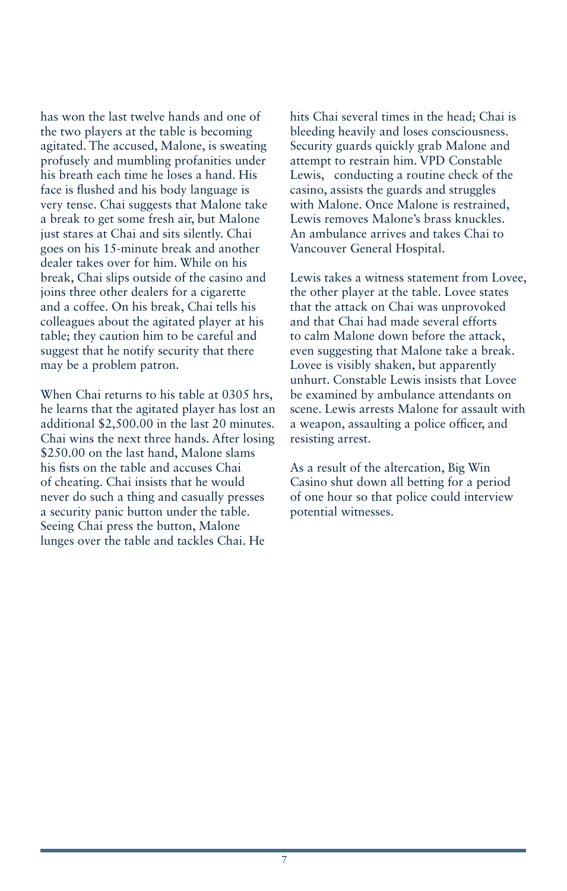has won the last twelve hands and one of the two players at the table is becoming agitated. The accused, Malone, is sweating profusely and mumbling profanities under his breath each time he loses a hand. His face is flushed and his body language is very tense. Chai suggests that Malone take a break to get some fresh air, but Malone just stares at Chai and sits silently. Chai goes on his 15-minute break and another dealer takes over for him. While on his break, Chai slips outside of the casino and joins three other dealers for a cigarette and a coffee. On his break, Chai tells his colleagues about the agitated player at his table; they caution him to be careful and suggest that he notify security that there may be a problem patron.

When Chai returns to his table at 0305 hrs, he learns that the agitated player has lost an additional $2,500.00 in the last 20 minutes. Chai wins the next three hands. After losing $250.00 on the last hand, Malone slams his fists on the table and accuses Chai of cheating. Chai insists that he would never do such a thing and casually presses a security panic button under the table. Seeing Chai press the button, Malone lunges over the table and tackles Chai. He hits Chai several times in the head; Chai is bleeding heavily and loses consciousness. Security guards quickly grab Malone and attempt to restrain him. VPD Constable Lewis, conducting a routine check of the casino, assists the guards and struggles with Malone. Once Malone is restrained, Lewis removes Malone's brass knuckles. An ambulance arrives and takes Chai to Vancouver General Hospital.

Lewis takes a witness statement from Lovee, the other player at the table. Lovee states that the attack on Chai was unprovoked and that Chai had made several efforts to calm Malone down before the attack, even suggesting that Malone take a break. Lovee is visibly shaken, but apparently unhurt. Constable Lewis insists that Lovee be examined by ambulance attendants on scene. Lewis arrests Malone for assault with a weapon, assaulting a police officer, and resisting arrest.

As a result of the altercation, Big Win Casino shut down all betting for a period of one hour so that police could interview potential witnesses.